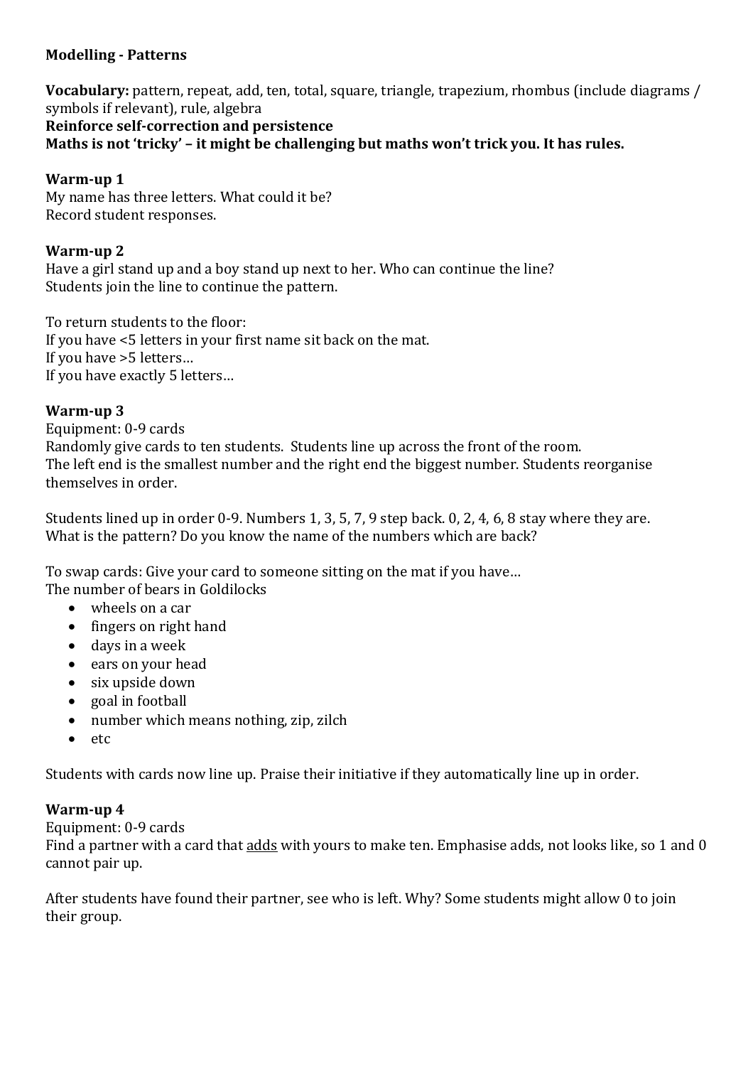**Modelling - Patterns**

**Vocabulary:** pattern, repeat, add, ten, total, square, triangle, trapezium, rhombus (include diagrams / symbols if relevant), rule, algebra
**Reinforce self-correction and persistence**
**Maths is not 'tricky' – it might be challenging but maths won't trick you. It has rules.**

**Warm-up 1**
My name has three letters. What could it be?
Record student responses.

**Warm-up 2**
Have a girl stand up and a boy stand up next to her. Who can continue the line?
Students join the line to continue the pattern.

To return students to the floor:
If you have <5 letters in your first name sit back on the mat.
If you have >5 letters…
If you have exactly 5 letters…

**Warm-up 3**
Equipment: 0-9 cards
Randomly give cards to ten students. Students line up across the front of the room.
The left end is the smallest number and the right end the biggest number. Students reorganise themselves in order.

Students lined up in order 0-9. Numbers 1, 3, 5, 7, 9 step back. 0, 2, 4, 6, 8 stay where they are.
What is the pattern? Do you know the name of the numbers which are back?

To swap cards: Give your card to someone sitting on the mat if you have…
The number of bears in Goldilocks

- wheels on a car
- fingers on right hand
- days in a week
- ears on your head
- six upside down
- goal in football
- number which means nothing, zip, zilch
- etc

Students with cards now line up. Praise their initiative if they automatically line up in order.

**Warm-up 4**
Equipment: 0-9 cards
Find a partner with a card that <u>adds</u> with yours to make ten. Emphasise adds, not looks like, so 1 and 0 cannot pair up.

After students have found their partner, see who is left. Why? Some students might allow 0 to join their group.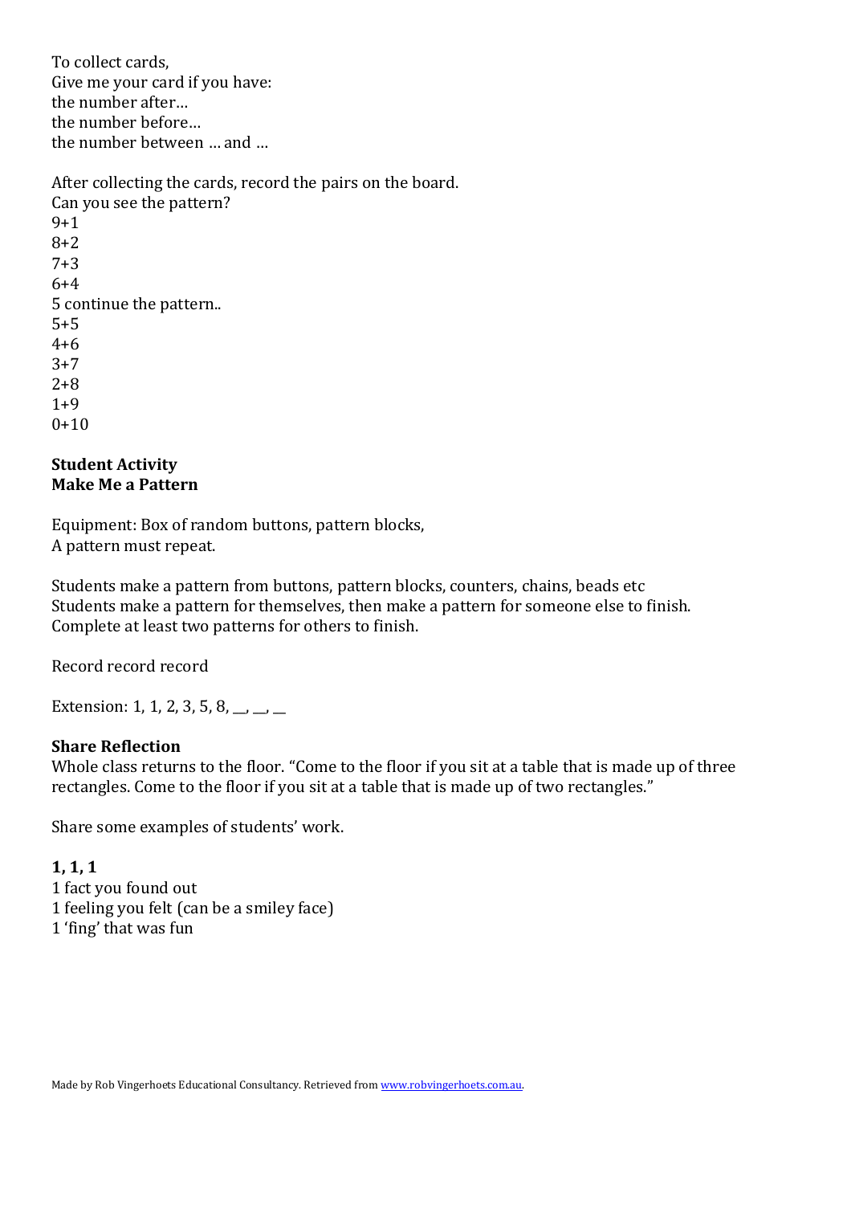To collect cards,
Give me your card if you have:
the number after…
the number before…
the number between … and …

After collecting the cards, record the pairs on the board.
Can you see the pattern?
9+1
8+2
7+3
6+4
5 continue the pattern..
5+5
4+6
3+7
2+8
1+9
0+10

**Student Activity**
**Make Me a Pattern**

Equipment: Box of random buttons, pattern blocks,
A pattern must repeat.

Students make a pattern from buttons, pattern blocks, counters, chains, beads etc
Students make a pattern for themselves, then make a pattern for someone else to finish.
Complete at least two patterns for others to finish.

Record record record

Extension: 1, 1, 2, 3, 5, 8, __, __, __

**Share Reflection**
Whole class returns to the floor. "Come to the floor if you sit at a table that is made up of three rectangles. Come to the floor if you sit at a table that is made up of two rectangles."

Share some examples of students' work.

**1, 1, 1**
1 fact you found out
1 feeling you felt (can be a smiley face)
1 'fing' that was fun

Made by Rob Vingerhoets Educational Consultancy. Retrieved from www.robvingerhoets.com.au.